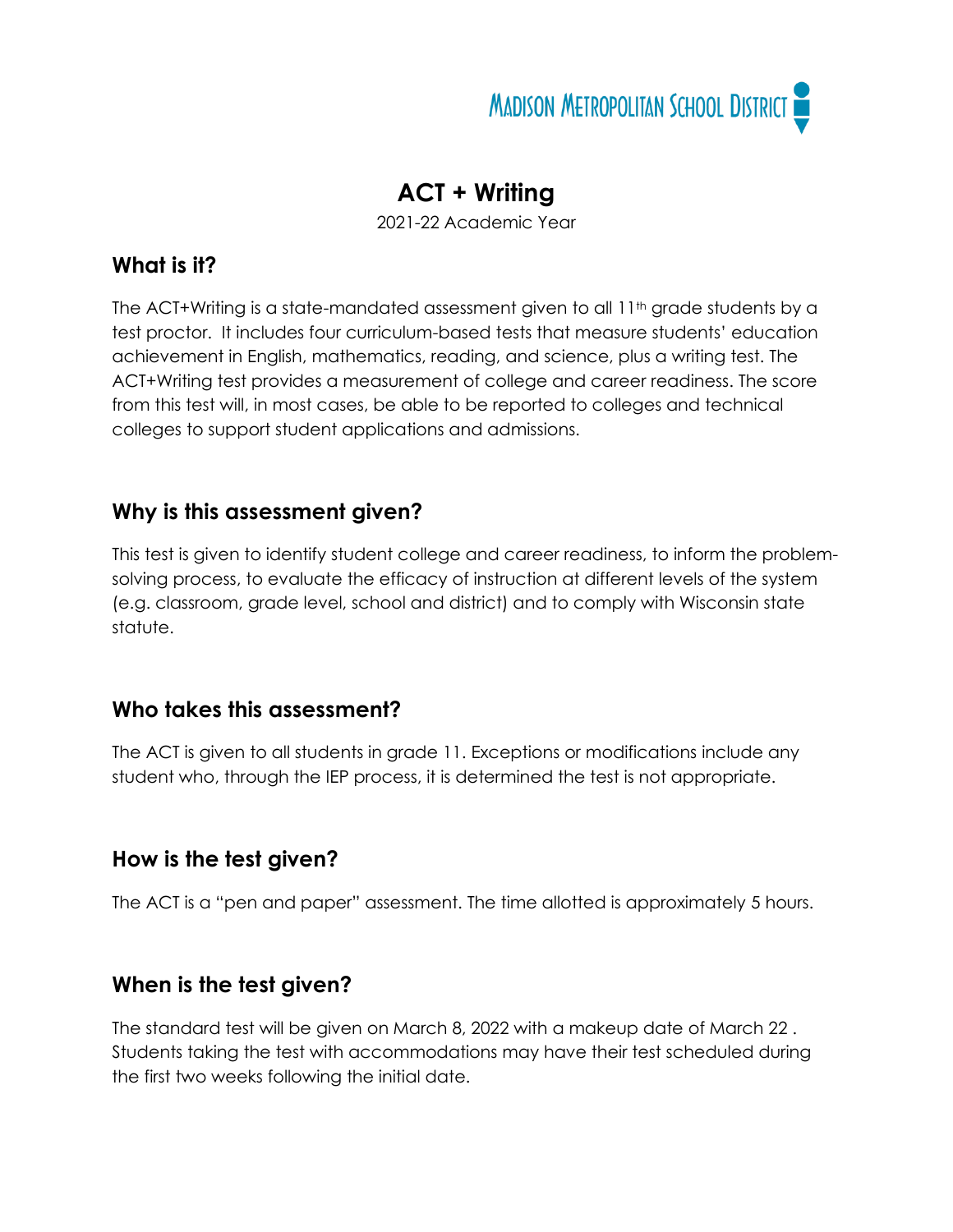MADISON METROPOLITAN SCHOOL DISTRICT

# ACT + Writing

2021-22 Academic Year

## What is it?

The ACT+Writing is a state-mandated assessment given to all 11th grade students by a test proctor. It includes four curriculum-based tests that measure students' education achievement in English, mathematics, reading, and science, plus a writing test. The ACT+Writing test provides a measurement of college and career readiness. The score from this test will, in most cases, be able to be reported to colleges and technical colleges to support student applications and admissions.

## Why is this assessment given?

This test is given to identify student college and career readiness, to inform the problem-solving process, to evaluate the efficacy of instruction at different levels of the system (e.g. classroom, grade level, school and district) and to comply with Wisconsin state statute.

## Who takes this assessment?

The ACT is given to all students in grade 11. Exceptions or modifications include any student who, through the IEP process, it is determined the test is not appropriate.

## How is the test given?

The ACT is a "pen and paper" assessment. The time allotted is approximately 5 hours.

## When is the test given?

The standard test will be given on March 8, 2022 with a makeup date of March 22 . Students taking the test with accommodations may have their test scheduled during the first two weeks following the initial date.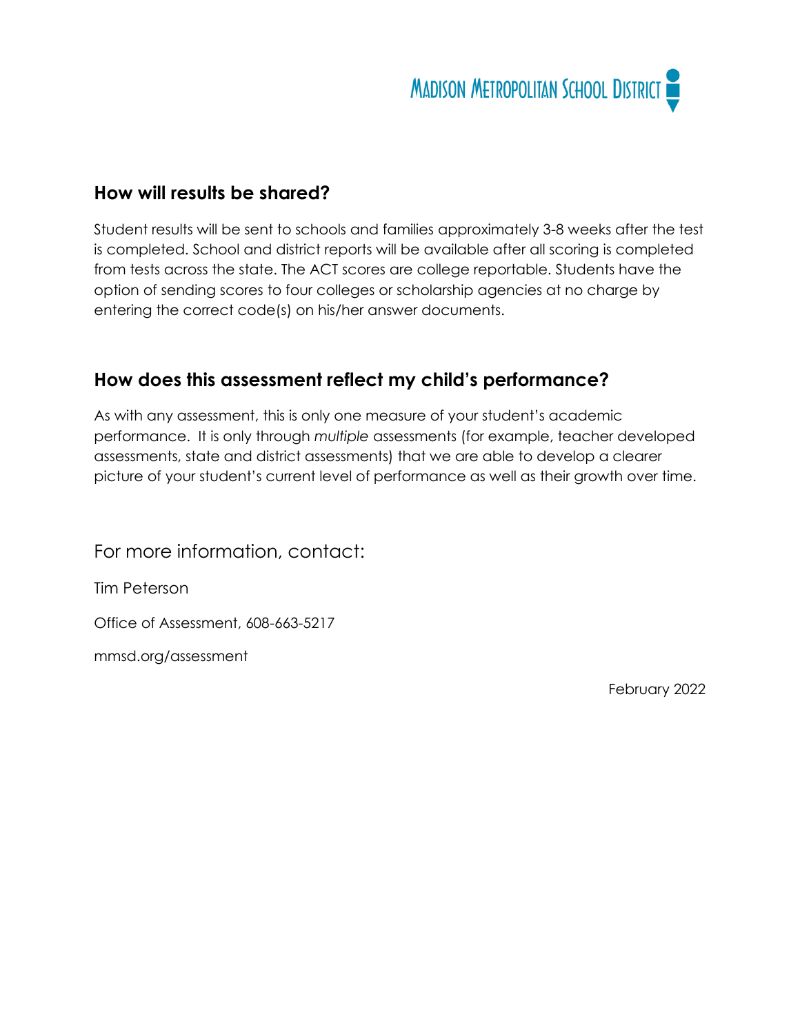## How will results be shared?

Student results will be sent to schools and families approximately 3-8 weeks after the test is completed. School and district reports will be available after all scoring is completed from tests across the state. The ACT scores are college reportable. Students have the option of sending scores to four colleges or scholarship agencies at no charge by entering the correct code(s) on his/her answer documents.

## How does this assessment reflect my child's performance?

As with any assessment, this is only one measure of your student's academic performance. It is only through *multiple* assessments (for example, teacher developed assessments, state and district assessments) that we are able to develop a clearer picture of your student's current level of performance as well as their growth over time.

For more information, contact:

Tim Peterson

Office of Assessment, 608-663-5217

mmsd.org/assessment

February 2022